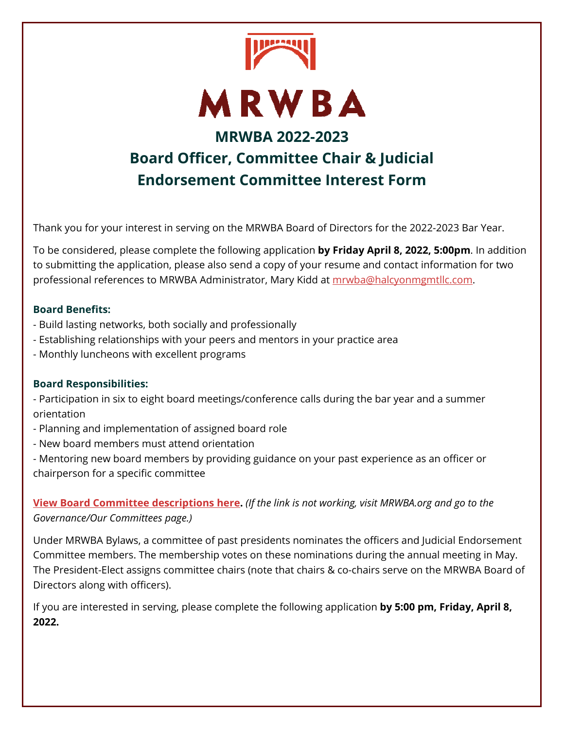# MRWBA

## MRWBA 2022-2023
## Board Officer, Committee Chair & Judicial Endorsement Committee Interest Form

Thank you for your interest in serving on the MRWBA Board of Directors for the 2022-2023 Bar Year.

To be considered, please complete the following application **by Friday April 8, 2022, 5:00pm**. In addition to submitting the application, please also send a copy of your resume and contact information for two professional references to MRWBA Administrator, Mary Kidd at mrwba@halcyonmgmtllc.com.

**Board Benefits:**

- Build lasting networks, both socially and professionally
- Establishing relationships with your peers and mentors in your practice area
- Monthly luncheons with excellent programs

**Board Responsibilities:**

- Participation in six to eight board meetings/conference calls during the bar year and a summer orientation
- Planning and implementation of assigned board role
- New board members must attend orientation
- Mentoring new board members by providing guidance on your past experience as an officer or chairperson for a specific committee

**View Board Committee descriptions here.** *(If the link is not working, visit MRWBA.org and go to the Governance/Our Committees page.)*

Under MRWBA Bylaws, a committee of past presidents nominates the officers and Judicial Endorsement Committee members. The membership votes on these nominations during the annual meeting in May. The President-Elect assigns committee chairs (note that chairs & co-chairs serve on the MRWBA Board of Directors along with officers).

If you are interested in serving, please complete the following application **by 5:00 pm, Friday, April 8, 2022.**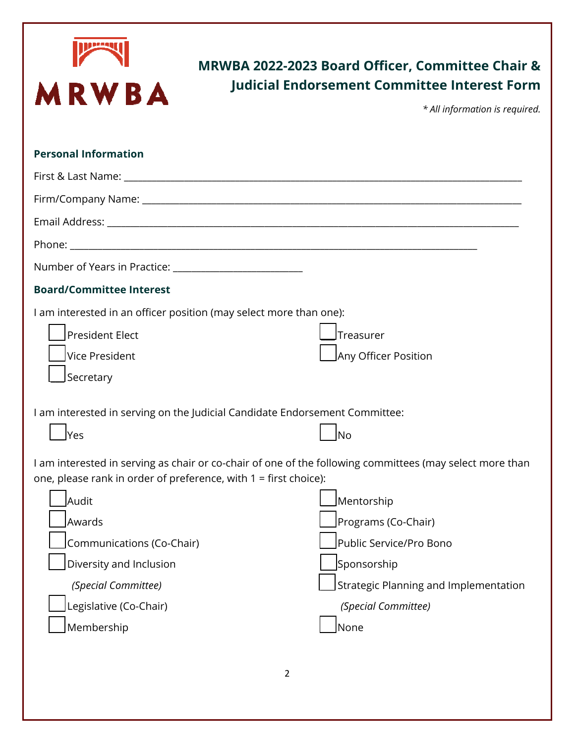# MRWBA 2022-2023 Board Officer, Committee Chair & Judicial Endorsement Committee Interest Form

*\* All information is required.*

## Personal Information

First & Last Name: ______________________________________________________________

Firm/Company Name: ______________________________________________________________

Email Address: ______________________________________________________________

Phone: ______________________________________________________________

Number of Years in Practice: __________________________

## Board/Committee Interest

I am interested in an officer position (may select more than one):

- ☐ President Elect
- ☐ Vice President
- ☐ Secretary
- ☐ Treasurer
- ☐ Any Officer Position

I am interested in serving on the Judicial Candidate Endorsement Committee:

- ☐ Yes
- ☐ No

I am interested in serving as chair or co-chair of one of the following committees (may select more than one, please rank in order of preference, with 1 = first choice):

- ☐ Audit
- ☐ Awards
- ☐ Communications (Co-Chair)
- ☐ Diversity and Inclusion *(Special Committee)*
- ☐ Legislative (Co-Chair)
- ☐ Membership
- ☐ Mentorship
- ☐ Programs (Co-Chair)
- ☐ Public Service/Pro Bono
- ☐ Sponsorship
- ☐ Strategic Planning and Implementation *(Special Committee)*
- ☐ None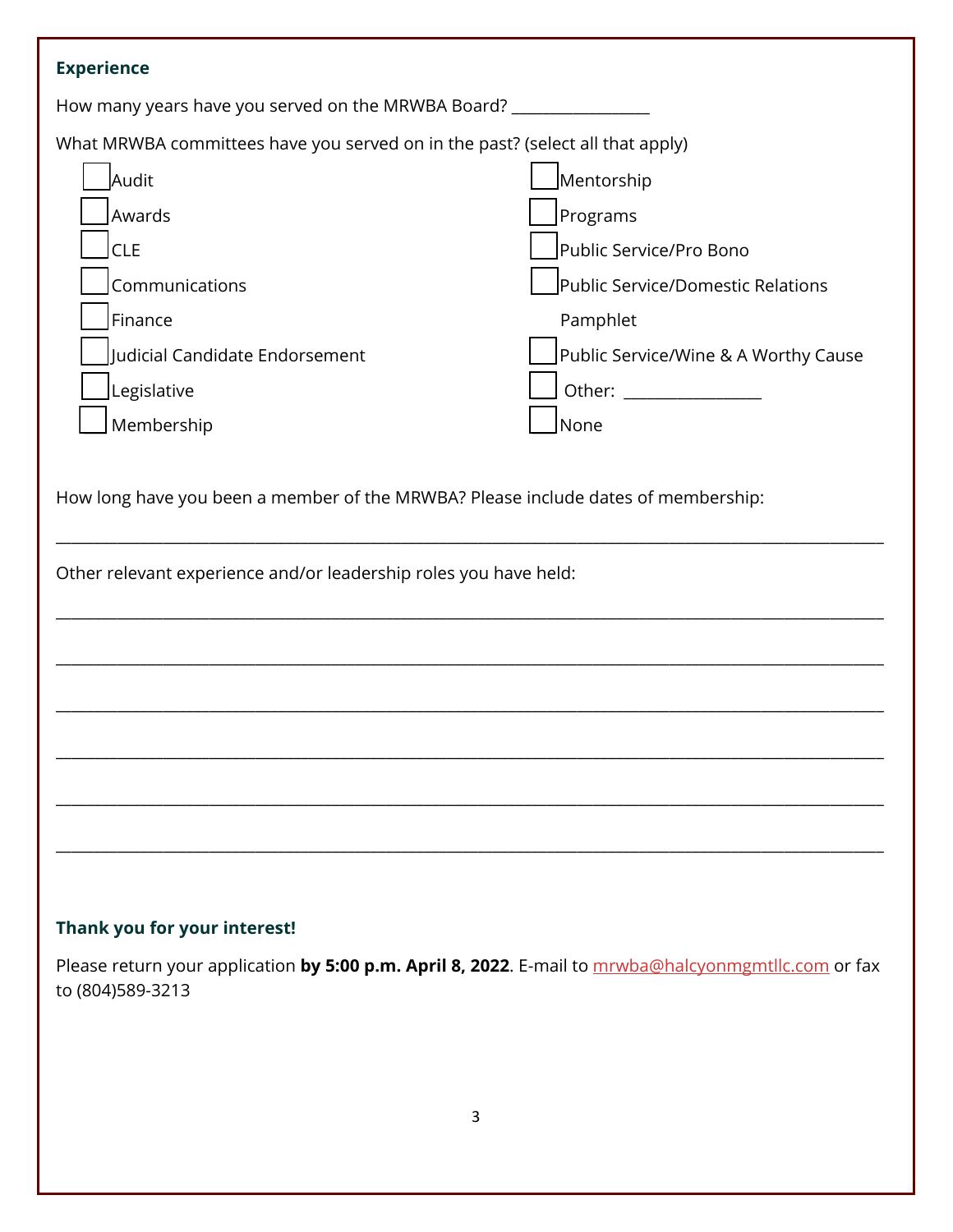### Experience

How many years have you served on the MRWBA Board? _________________

What MRWBA committees have you served on in the past? (select all that apply)

- ☐ Audit
- ☐ Awards
- ☐ CLE
- ☐ Communications
- ☐ Finance
- ☐ Judicial Candidate Endorsement
- ☐ Legislative
- ☐ Membership
- ☐ Mentorship
- ☐ Programs
- ☐ Public Service/Pro Bono
- ☐ Public Service/Domestic Relations Pamphlet
- ☐ Public Service/Wine & A Worthy Cause
- ☐ Other: _________________
- ☐ None

How long have you been a member of the MRWBA? Please include dates of membership:

_____________________________________________________________________________________

Other relevant experience and/or leadership roles you have held:

_____________________________________________________________________________________

_____________________________________________________________________________________

_____________________________________________________________________________________

_____________________________________________________________________________________

_____________________________________________________________________________________

_____________________________________________________________________________________

### Thank you for your interest!

Please return your application **by 5:00 p.m. April 8, 2022**. E-mail to mrwba@halcyonmgmtllc.com or fax to (804)589-3213